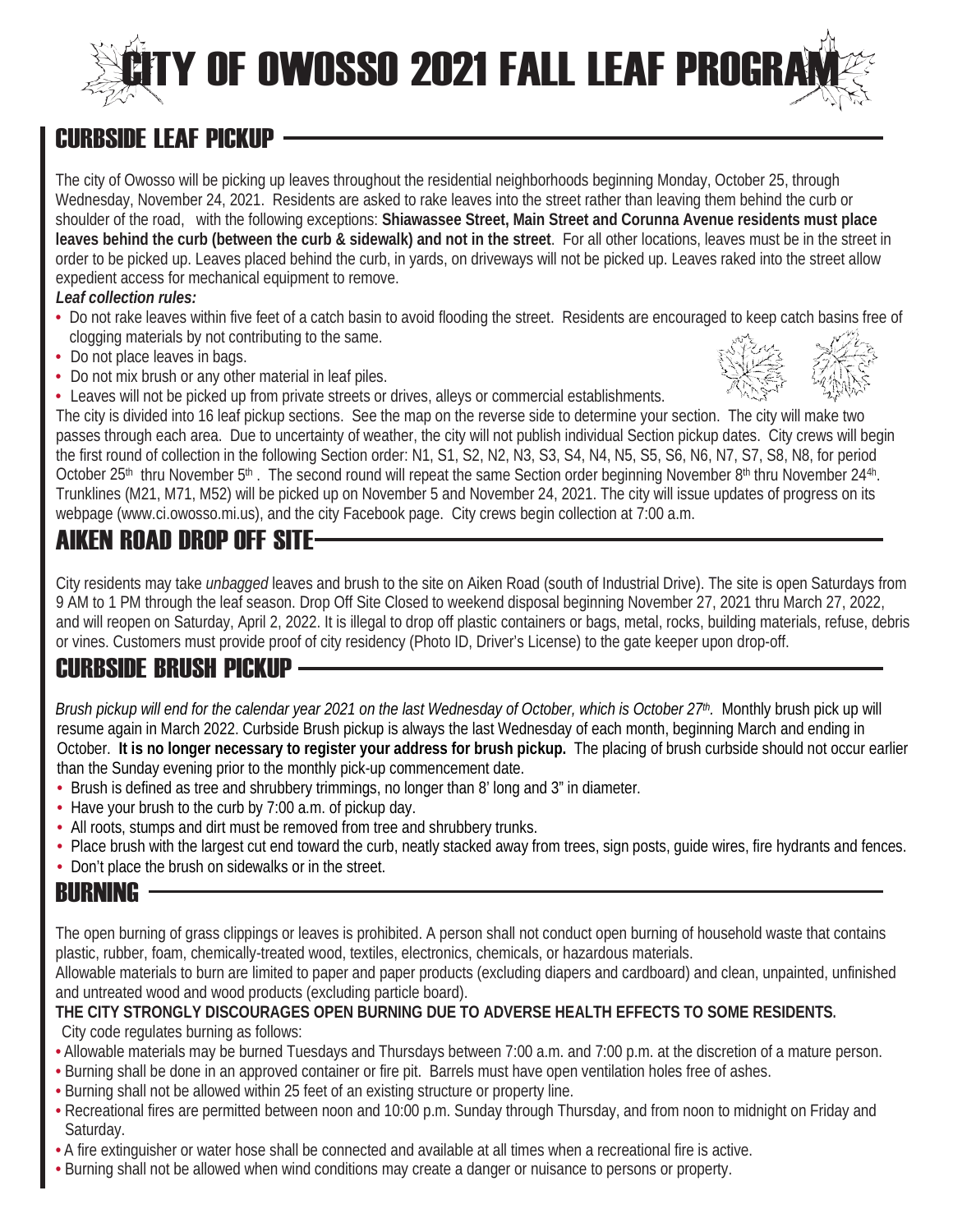# CITY OF OWOSSO 2021 FALL LEAF PROGRAM

## CURBSIDE LEAF PICKUP

The city of Owosso will be picking up leaves throughout the residential neighborhoods beginning Monday, October 25, through Wednesday, November 24, 2021. Residents are asked to rake leaves into the street rather than leaving them behind the curb or shoulder of the road, with the following exceptions: **Shiawassee Street, Main Street and Corunna Avenue residents must place leaves behind the curb (between the curb & sidewalk) and not in the street**. For all other locations, leaves must be in the street in order to be picked up. Leaves placed behind the curb, in yards, on driveways will not be picked up. Leaves raked into the street allow expedient access for mechanical equipment to remove.

***Leaf collection rules:***

- Do not rake leaves within five feet of a catch basin to avoid flooding the street. Residents are encouraged to keep catch basins free of clogging materials by not contributing to the same.
- Do not place leaves in bags.
- Do not mix brush or any other material in leaf piles.
- Leaves will not be picked up from private streets or drives, alleys or commercial establishments.

The city is divided into 16 leaf pickup sections. See the map on the reverse side to determine your section. The city will make two passes through each area. Due to uncertainty of weather, the city will not publish individual Section pickup dates. City crews will begin the first round of collection in the following Section order: N1, S1, S2, N2, N3, S3, S4, N4, N5, S5, S6, N6, N7, S7, S8, N8, for period October 25th thru November 5th. The second round will repeat the same Section order beginning November 8th thru November 24th. Trunklines (M21, M71, M52) will be picked up on November 5 and November 24, 2021. The city will issue updates of progress on its webpage (www.ci.owosso.mi.us), and the city Facebook page. City crews begin collection at 7:00 a.m.

## AIKEN ROAD DROP OFF SITE

City residents may take *unbagged* leaves and brush to the site on Aiken Road (south of Industrial Drive). The site is open Saturdays from 9 AM to 1 PM through the leaf season. Drop Off Site Closed to weekend disposal beginning November 27, 2021 thru March 27, 2022, and will reopen on Saturday, April 2, 2022. It is illegal to drop off plastic containers or bags, metal, rocks, building materials, refuse, debris or vines. Customers must provide proof of city residency (Photo ID, Driver's License) to the gate keeper upon drop-off.

## CURBSIDE BRUSH PICKUP

*Brush pickup will end for the calendar year 2021 on the last Wednesday of October, which is October 27th.* Monthly brush pick up will resume again in March 2022. Curbside Brush pickup is always the last Wednesday of each month, beginning March and ending in October. **It is no longer necessary to register your address for brush pickup.** The placing of brush curbside should not occur earlier than the Sunday evening prior to the monthly pick-up commencement date.

- Brush is defined as tree and shrubbery trimmings, no longer than 8' long and 3" in diameter.
- Have your brush to the curb by 7:00 a.m. of pickup day.
- All roots, stumps and dirt must be removed from tree and shrubbery trunks.
- Place brush with the largest cut end toward the curb, neatly stacked away from trees, sign posts, guide wires, fire hydrants and fences.
- Don't place the brush on sidewalks or in the street.

## BURNING

The open burning of grass clippings or leaves is prohibited. A person shall not conduct open burning of household waste that contains plastic, rubber, foam, chemically-treated wood, textiles, electronics, chemicals, or hazardous materials.

Allowable materials to burn are limited to paper and paper products (excluding diapers and cardboard) and clean, unpainted, unfinished and untreated wood and wood products (excluding particle board).

**THE CITY STRONGLY DISCOURAGES OPEN BURNING DUE TO ADVERSE HEALTH EFFECTS TO SOME RESIDENTS.**

City code regulates burning as follows:

- Allowable materials may be burned Tuesdays and Thursdays between 7:00 a.m. and 7:00 p.m. at the discretion of a mature person.
- Burning shall be done in an approved container or fire pit. Barrels must have open ventilation holes free of ashes.
- Burning shall not be allowed within 25 feet of an existing structure or property line.
- Recreational fires are permitted between noon and 10:00 p.m. Sunday through Thursday, and from noon to midnight on Friday and Saturday.
- A fire extinguisher or water hose shall be connected and available at all times when a recreational fire is active.
- Burning shall not be allowed when wind conditions may create a danger or nuisance to persons or property.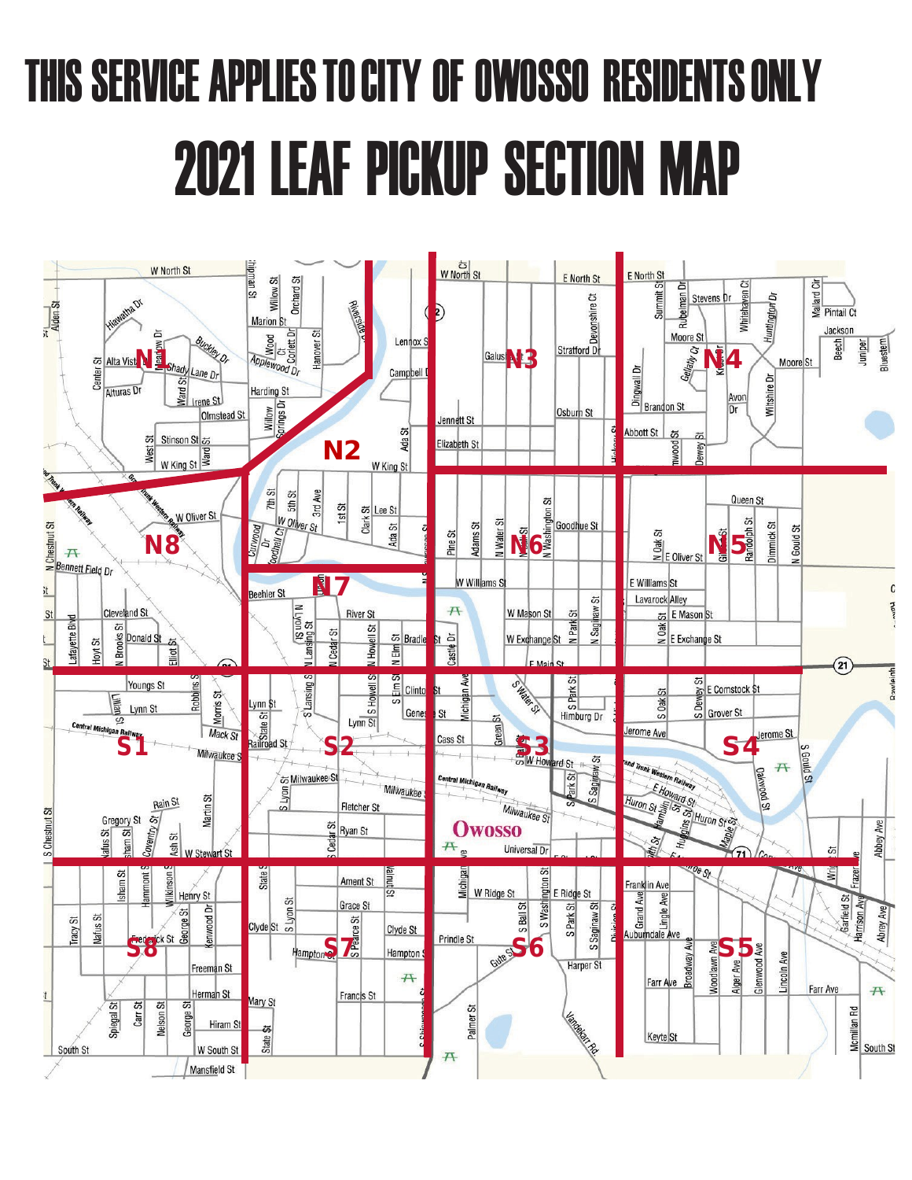# THIS SERVICE APPLIES TO CITY OF OWOSSO RESIDENTS ONLY

# 2021 LEAF PICKUP SECTION MAP

N1

N2

N3

N4

N5

N6

N7

N8

S1

S2

S3

S4

S5

S6

S7

S8

Owosso